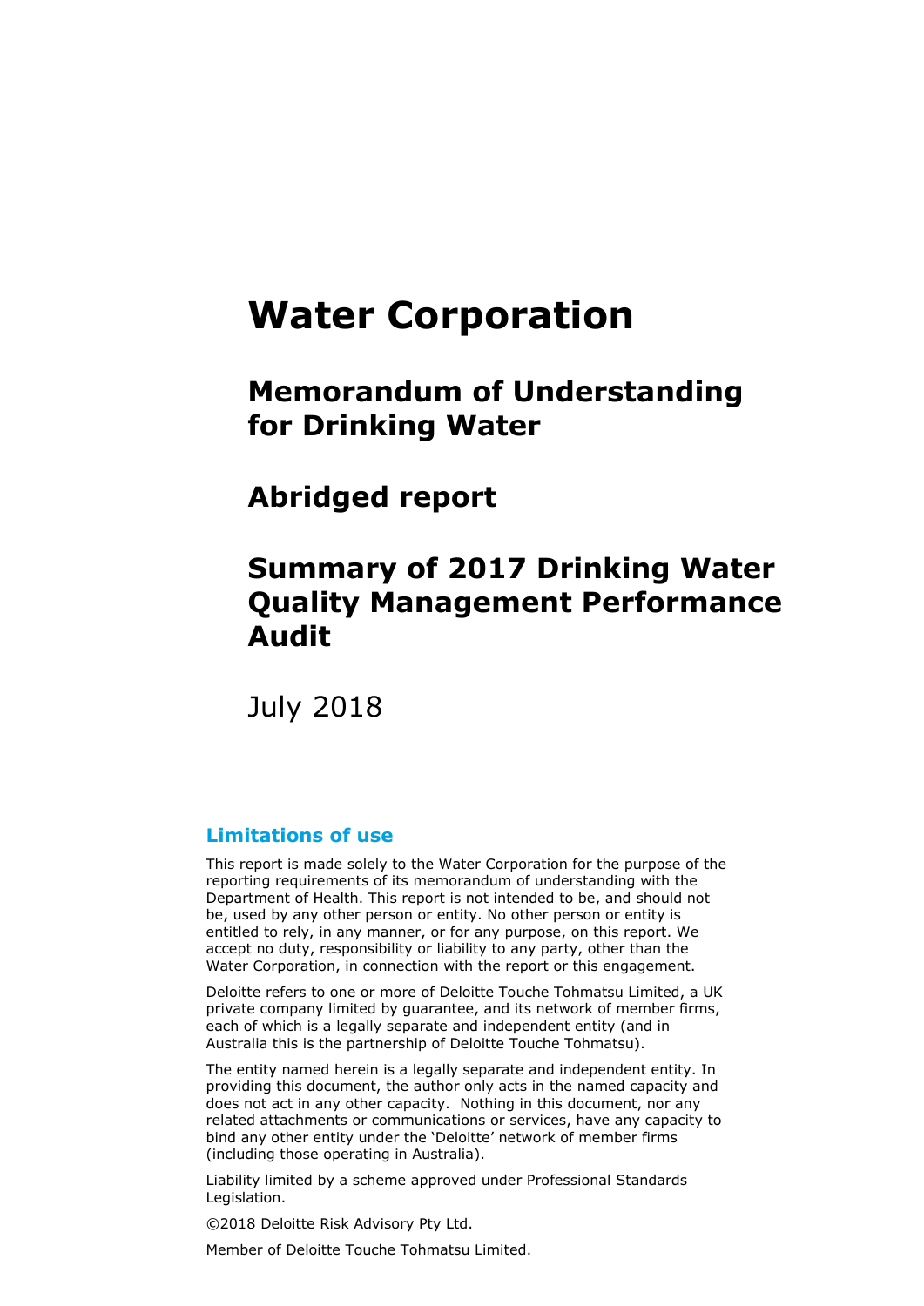# Water Corporation

## Memorandum of Understanding for Drinking Water

## Abridged report

## Summary of 2017 Drinking Water Quality Management Performance Audit

July 2018

### Limitations of use

This report is made solely to the Water Corporation for the purpose of the reporting requirements of its memorandum of understanding with the Department of Health. This report is not intended to be, and should not be, used by any other person or entity. No other person or entity is entitled to rely, in any manner, or for any purpose, on this report. We accept no duty, responsibility or liability to any party, other than the Water Corporation, in connection with the report or this engagement.

Deloitte refers to one or more of Deloitte Touche Tohmatsu Limited, a UK private company limited by guarantee, and its network of member firms, each of which is a legally separate and independent entity (and in Australia this is the partnership of Deloitte Touche Tohmatsu).

The entity named herein is a legally separate and independent entity. In providing this document, the author only acts in the named capacity and does not act in any other capacity. Nothing in this document, nor any related attachments or communications or services, have any capacity to bind any other entity under the 'Deloitte' network of member firms (including those operating in Australia).

Liability limited by a scheme approved under Professional Standards Legislation.

©2018 Deloitte Risk Advisory Pty Ltd.

Member of Deloitte Touche Tohmatsu Limited.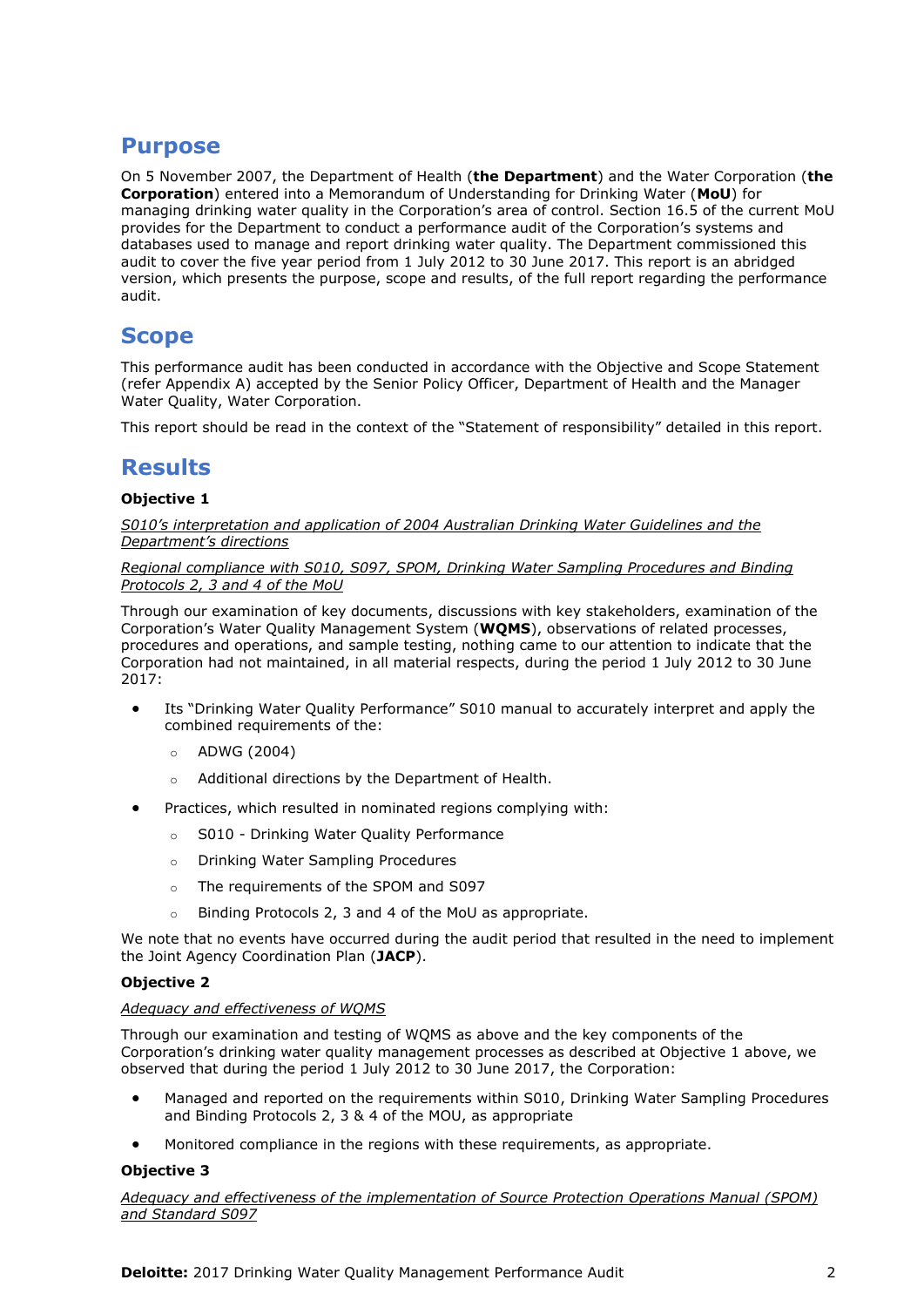## Purpose

On 5 November 2007, the Department of Health (**the Department**) and the Water Corporation (**the Corporation**) entered into a Memorandum of Understanding for Drinking Water (**MoU**) for managing drinking water quality in the Corporation's area of control. Section 16.5 of the current MoU provides for the Department to conduct a performance audit of the Corporation's systems and databases used to manage and report drinking water quality. The Department commissioned this audit to cover the five year period from 1 July 2012 to 30 June 2017. This report is an abridged version, which presents the purpose, scope and results, of the full report regarding the performance audit.

## Scope

This performance audit has been conducted in accordance with the Objective and Scope Statement (refer Appendix A) accepted by the Senior Policy Officer, Department of Health and the Manager Water Quality, Water Corporation.

This report should be read in the context of the "Statement of responsibility" detailed in this report.

## Results

**Objective 1**

*S010's interpretation and application of 2004 Australian Drinking Water Guidelines and the Department's directions*

*Regional compliance with S010, S097, SPOM, Drinking Water Sampling Procedures and Binding Protocols 2, 3 and 4 of the MoU*

Through our examination of key documents, discussions with key stakeholders, examination of the Corporation's Water Quality Management System (**WQMS**), observations of related processes, procedures and operations, and sample testing, nothing came to our attention to indicate that the Corporation had not maintained, in all material respects, during the period 1 July 2012 to 30 June 2017:

- Its "Drinking Water Quality Performance" S010 manual to accurately interpret and apply the combined requirements of the:
  - ADWG (2004)
  - Additional directions by the Department of Health.
- Practices, which resulted in nominated regions complying with:
  - S010 - Drinking Water Quality Performance
  - Drinking Water Sampling Procedures
  - The requirements of the SPOM and S097
  - Binding Protocols 2, 3 and 4 of the MoU as appropriate.

We note that no events have occurred during the audit period that resulted in the need to implement the Joint Agency Coordination Plan (**JACP**).

**Objective 2**

*Adequacy and effectiveness of WQMS*

Through our examination and testing of WQMS as above and the key components of the Corporation's drinking water quality management processes as described at Objective 1 above, we observed that during the period 1 July 2012 to 30 June 2017, the Corporation:

- Managed and reported on the requirements within S010, Drinking Water Sampling Procedures and Binding Protocols 2, 3 & 4 of the MOU, as appropriate
- Monitored compliance in the regions with these requirements, as appropriate.

**Objective 3**

*Adequacy and effectiveness of the implementation of Source Protection Operations Manual (SPOM) and Standard S097*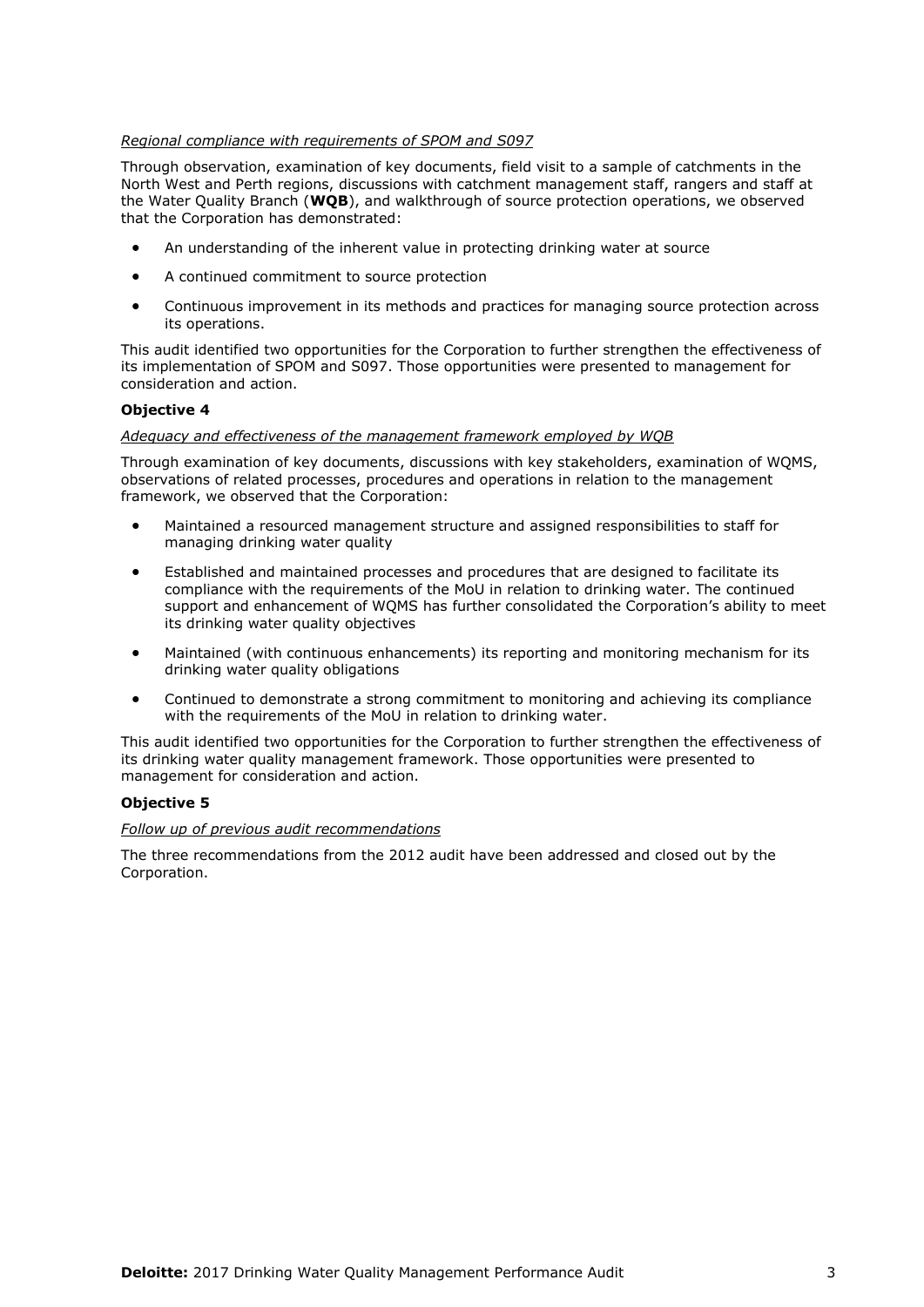*Regional compliance with requirements of SPOM and S097*

Through observation, examination of key documents, field visit to a sample of catchments in the North West and Perth regions, discussions with catchment management staff, rangers and staff at the Water Quality Branch (**WQB**), and walkthrough of source protection operations, we observed that the Corporation has demonstrated:

- An understanding of the inherent value in protecting drinking water at source
- A continued commitment to source protection
- Continuous improvement in its methods and practices for managing source protection across its operations.

This audit identified two opportunities for the Corporation to further strengthen the effectiveness of its implementation of SPOM and S097. Those opportunities were presented to management for consideration and action.

**Objective 4**

*Adequacy and effectiveness of the management framework employed by WQB*

Through examination of key documents, discussions with key stakeholders, examination of WQMS, observations of related processes, procedures and operations in relation to the management framework, we observed that the Corporation:

- Maintained a resourced management structure and assigned responsibilities to staff for managing drinking water quality
- Established and maintained processes and procedures that are designed to facilitate its compliance with the requirements of the MoU in relation to drinking water. The continued support and enhancement of WQMS has further consolidated the Corporation's ability to meet its drinking water quality objectives
- Maintained (with continuous enhancements) its reporting and monitoring mechanism for its drinking water quality obligations
- Continued to demonstrate a strong commitment to monitoring and achieving its compliance with the requirements of the MoU in relation to drinking water.

This audit identified two opportunities for the Corporation to further strengthen the effectiveness of its drinking water quality management framework. Those opportunities were presented to management for consideration and action.

**Objective 5**

*Follow up of previous audit recommendations*

The three recommendations from the 2012 audit have been addressed and closed out by the Corporation.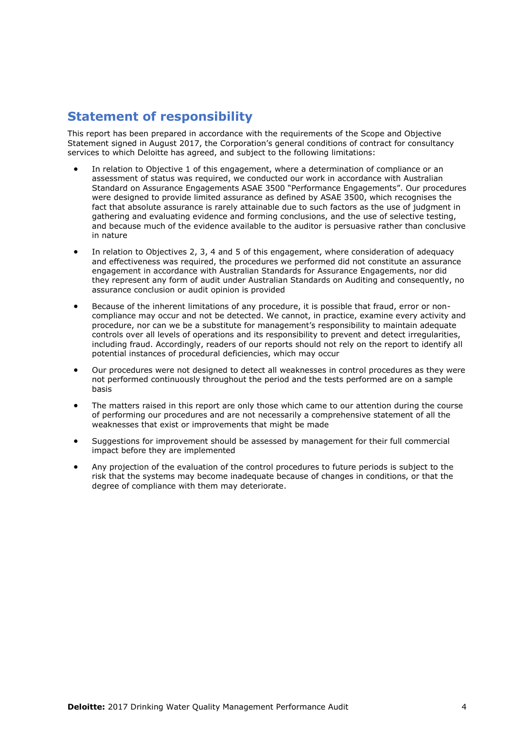## Statement of responsibility

This report has been prepared in accordance with the requirements of the Scope and Objective Statement signed in August 2017, the Corporation's general conditions of contract for consultancy services to which Deloitte has agreed, and subject to the following limitations:

- In relation to Objective 1 of this engagement, where a determination of compliance or an assessment of status was required, we conducted our work in accordance with Australian Standard on Assurance Engagements ASAE 3500 "Performance Engagements". Our procedures were designed to provide limited assurance as defined by ASAE 3500, which recognises the fact that absolute assurance is rarely attainable due to such factors as the use of judgment in gathering and evaluating evidence and forming conclusions, and the use of selective testing, and because much of the evidence available to the auditor is persuasive rather than conclusive in nature

- In relation to Objectives 2, 3, 4 and 5 of this engagement, where consideration of adequacy and effectiveness was required, the procedures we performed did not constitute an assurance engagement in accordance with Australian Standards for Assurance Engagements, nor did they represent any form of audit under Australian Standards on Auditing and consequently, no assurance conclusion or audit opinion is provided

- Because of the inherent limitations of any procedure, it is possible that fraud, error or non-compliance may occur and not be detected. We cannot, in practice, examine every activity and procedure, nor can we be a substitute for management's responsibility to maintain adequate controls over all levels of operations and its responsibility to prevent and detect irregularities, including fraud. Accordingly, readers of our reports should not rely on the report to identify all potential instances of procedural deficiencies, which may occur

- Our procedures were not designed to detect all weaknesses in control procedures as they were not performed continuously throughout the period and the tests performed are on a sample basis

- The matters raised in this report are only those which came to our attention during the course of performing our procedures and are not necessarily a comprehensive statement of all the weaknesses that exist or improvements that might be made

- Suggestions for improvement should be assessed by management for their full commercial impact before they are implemented

- Any projection of the evaluation of the control procedures to future periods is subject to the risk that the systems may become inadequate because of changes in conditions, or that the degree of compliance with them may deteriorate.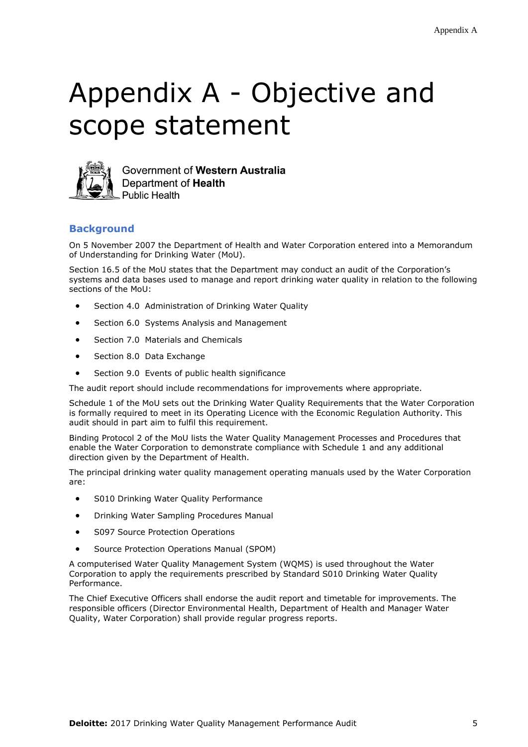# Appendix A - Objective and scope statement

Government of **Western Australia**
Department of **Health**
Public Health

## Background

On 5 November 2007 the Department of Health and Water Corporation entered into a Memorandum of Understanding for Drinking Water (MoU).

Section 16.5 of the MoU states that the Department may conduct an audit of the Corporation's systems and data bases used to manage and report drinking water quality in relation to the following sections of the MoU:

- Section 4.0 Administration of Drinking Water Quality
- Section 6.0 Systems Analysis and Management
- Section 7.0 Materials and Chemicals
- Section 8.0 Data Exchange
- Section 9.0 Events of public health significance

The audit report should include recommendations for improvements where appropriate.

Schedule 1 of the MoU sets out the Drinking Water Quality Requirements that the Water Corporation is formally required to meet in its Operating Licence with the Economic Regulation Authority. This audit should in part aim to fulfil this requirement.

Binding Protocol 2 of the MoU lists the Water Quality Management Processes and Procedures that enable the Water Corporation to demonstrate compliance with Schedule 1 and any additional direction given by the Department of Health.

The principal drinking water quality management operating manuals used by the Water Corporation are:

- S010 Drinking Water Quality Performance
- Drinking Water Sampling Procedures Manual
- S097 Source Protection Operations
- Source Protection Operations Manual (SPOM)

A computerised Water Quality Management System (WQMS) is used throughout the Water Corporation to apply the requirements prescribed by Standard S010 Drinking Water Quality Performance.

The Chief Executive Officers shall endorse the audit report and timetable for improvements. The responsible officers (Director Environmental Health, Department of Health and Manager Water Quality, Water Corporation) shall provide regular progress reports.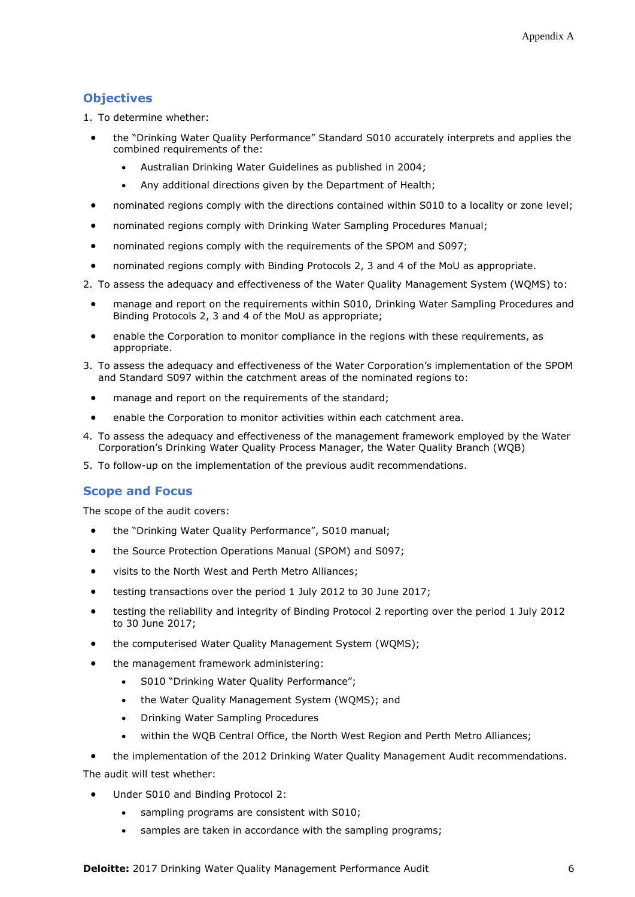## Objectives

1. To determine whether:
   - the "Drinking Water Quality Performance" Standard S010 accurately interprets and applies the combined requirements of the:
     - Australian Drinking Water Guidelines as published in 2004;
     - Any additional directions given by the Department of Health;
   - nominated regions comply with the directions contained within S010 to a locality or zone level;
   - nominated regions comply with Drinking Water Sampling Procedures Manual;
   - nominated regions comply with the requirements of the SPOM and S097;
   - nominated regions comply with Binding Protocols 2, 3 and 4 of the MoU as appropriate.
2. To assess the adequacy and effectiveness of the Water Quality Management System (WQMS) to:
   - manage and report on the requirements within S010, Drinking Water Sampling Procedures and Binding Protocols 2, 3 and 4 of the MoU as appropriate;
   - enable the Corporation to monitor compliance in the regions with these requirements, as appropriate.
3. To assess the adequacy and effectiveness of the Water Corporation's implementation of the SPOM and Standard S097 within the catchment areas of the nominated regions to:
   - manage and report on the requirements of the standard;
   - enable the Corporation to monitor activities within each catchment area.
4. To assess the adequacy and effectiveness of the management framework employed by the Water Corporation's Drinking Water Quality Process Manager, the Water Quality Branch (WQB)
5. To follow-up on the implementation of the previous audit recommendations.

## Scope and Focus

The scope of the audit covers:

- the "Drinking Water Quality Performance", S010 manual;
- the Source Protection Operations Manual (SPOM) and S097;
- visits to the North West and Perth Metro Alliances;
- testing transactions over the period 1 July 2012 to 30 June 2017;
- testing the reliability and integrity of Binding Protocol 2 reporting over the period 1 July 2012 to 30 June 2017;
- the computerised Water Quality Management System (WQMS);
- the management framework administering:
  - S010 "Drinking Water Quality Performance";
  - the Water Quality Management System (WQMS); and
  - Drinking Water Sampling Procedures
  - within the WQB Central Office, the North West Region and Perth Metro Alliances;
- the implementation of the 2012 Drinking Water Quality Management Audit recommendations.

The audit will test whether:

- Under S010 and Binding Protocol 2:
  - sampling programs are consistent with S010;
  - samples are taken in accordance with the sampling programs;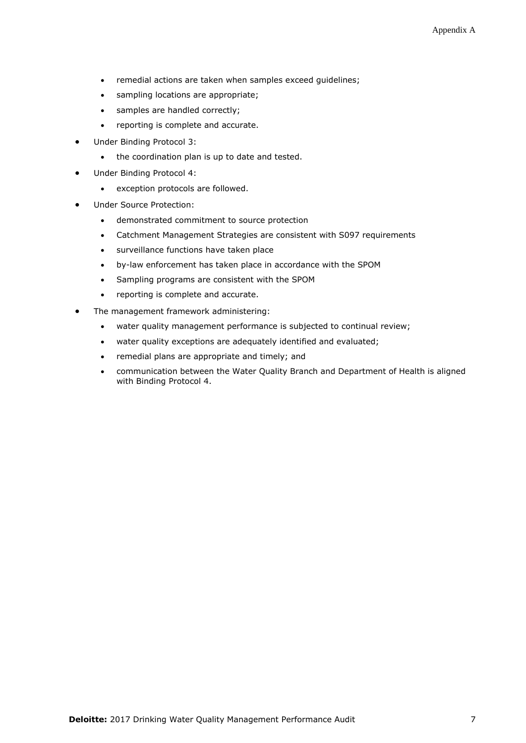- remedial actions are taken when samples exceed guidelines;
  - sampling locations are appropriate;
  - samples are handled correctly;
  - reporting is complete and accurate.
- Under Binding Protocol 3:
  - the coordination plan is up to date and tested.
- Under Binding Protocol 4:
  - exception protocols are followed.
- Under Source Protection:
  - demonstrated commitment to source protection
  - Catchment Management Strategies are consistent with S097 requirements
  - surveillance functions have taken place
  - by-law enforcement has taken place in accordance with the SPOM
  - Sampling programs are consistent with the SPOM
  - reporting is complete and accurate.
- The management framework administering:
  - water quality management performance is subjected to continual review;
  - water quality exceptions are adequately identified and evaluated;
  - remedial plans are appropriate and timely; and
  - communication between the Water Quality Branch and Department of Health is aligned with Binding Protocol 4.